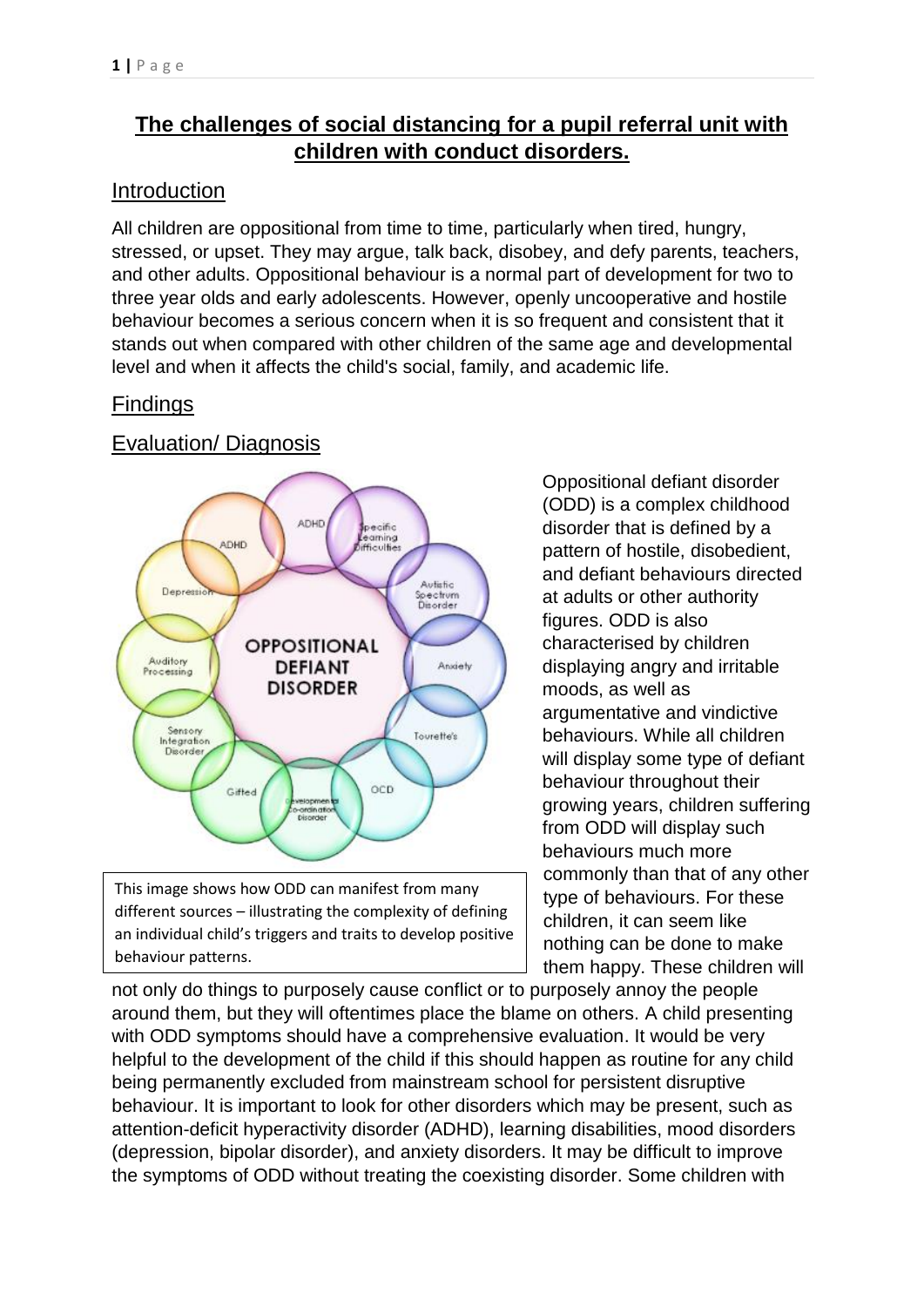# The challenges of social distancing for a pupil referral unit with children with conduct disorders.

## Introduction

All children are oppositional from time to time, particularly when tired, hungry, stressed, or upset. They may argue, talk back, disobey, and defy parents, teachers, and other adults. Oppositional behaviour is a normal part of development for two to three year olds and early adolescents. However, openly uncooperative and hostile behaviour becomes a serious concern when it is so frequent and consistent that it stands out when compared with other children of the same age and developmental level and when it affects the child's social, family, and academic life.

## Findings

## Evaluation/ Diagnosis

OPPOSITIONAL DEFIANT DISORDER

ADHD

ADHD

Specific Learning Difficulties

Autistic Spectrum Disorder

Anxiety

Tourette's

OCD

Developmental Co-ordination Disorder

Gifted

Sensory Integration Disorder

Auditory Processing

Depression

This image shows how ODD can manifest from many different sources – illustrating the complexity of defining an individual child's triggers and traits to develop positive behaviour patterns.

Oppositional defiant disorder (ODD) is a complex childhood disorder that is defined by a pattern of hostile, disobedient, and defiant behaviours directed at adults or other authority figures. ODD is also characterised by children displaying angry and irritable moods, as well as argumentative and vindictive behaviours. While all children will display some type of defiant behaviour throughout their growing years, children suffering from ODD will display such behaviours much more commonly than that of any other type of behaviours. For these children, it can seem like nothing can be done to make them happy. These children will not only do things to purposely cause conflict or to purposely annoy the people around them, but they will oftentimes place the blame on others. A child presenting with ODD symptoms should have a comprehensive evaluation. It would be very helpful to the development of the child if this should happen as routine for any child being permanently excluded from mainstream school for persistent disruptive behaviour. It is important to look for other disorders which may be present, such as attention-deficit hyperactivity disorder (ADHD), learning disabilities, mood disorders (depression, bipolar disorder), and anxiety disorders. It may be difficult to improve the symptoms of ODD without treating the coexisting disorder. Some children with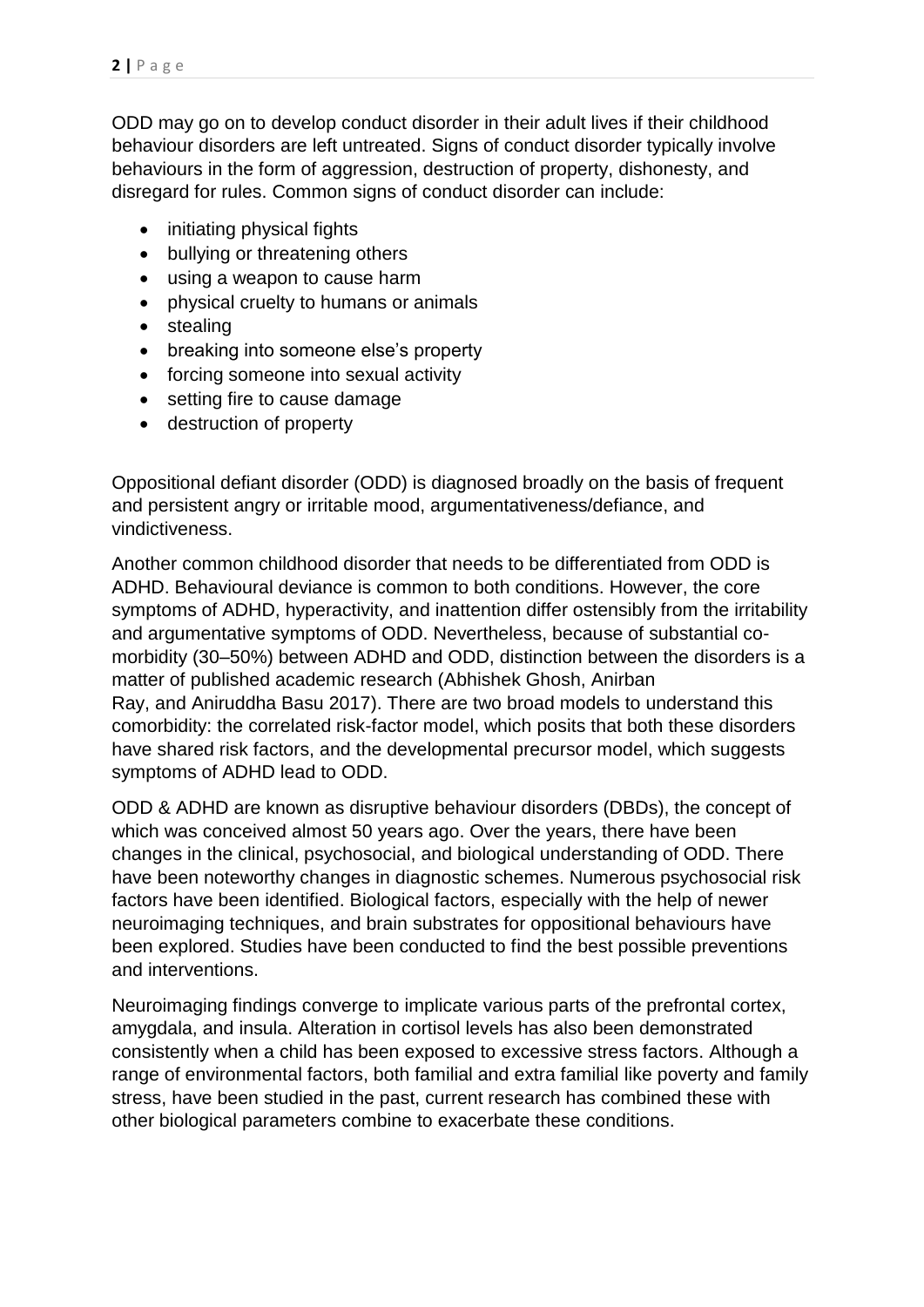ODD may go on to develop conduct disorder in their adult lives if their childhood behaviour disorders are left untreated. Signs of conduct disorder typically involve behaviours in the form of aggression, destruction of property, dishonesty, and disregard for rules. Common signs of conduct disorder can include:

- initiating physical fights
- bullying or threatening others
- using a weapon to cause harm
- physical cruelty to humans or animals
- stealing
- breaking into someone else's property
- forcing someone into sexual activity
- setting fire to cause damage
- destruction of property

Oppositional defiant disorder (ODD) is diagnosed broadly on the basis of frequent and persistent angry or irritable mood, argumentativeness/defiance, and vindictiveness.

Another common childhood disorder that needs to be differentiated from ODD is ADHD. Behavioural deviance is common to both conditions. However, the core symptoms of ADHD, hyperactivity, and inattention differ ostensibly from the irritability and argumentative symptoms of ODD. Nevertheless, because of substantial co-morbidity (30–50%) between ADHD and ODD, distinction between the disorders is a matter of published academic research (Abhishek Ghosh, Anirban Ray, and Aniruddha Basu 2017). There are two broad models to understand this comorbidity: the correlated risk-factor model, which posits that both these disorders have shared risk factors, and the developmental precursor model, which suggests symptoms of ADHD lead to ODD.

ODD & ADHD are known as disruptive behaviour disorders (DBDs), the concept of which was conceived almost 50 years ago. Over the years, there have been changes in the clinical, psychosocial, and biological understanding of ODD. There have been noteworthy changes in diagnostic schemes. Numerous psychosocial risk factors have been identified. Biological factors, especially with the help of newer neuroimaging techniques, and brain substrates for oppositional behaviours have been explored. Studies have been conducted to find the best possible preventions and interventions.

Neuroimaging findings converge to implicate various parts of the prefrontal cortex, amygdala, and insula. Alteration in cortisol levels has also been demonstrated consistently when a child has been exposed to excessive stress factors. Although a range of environmental factors, both familial and extra familial like poverty and family stress, have been studied in the past, current research has combined these with other biological parameters combine to exacerbate these conditions.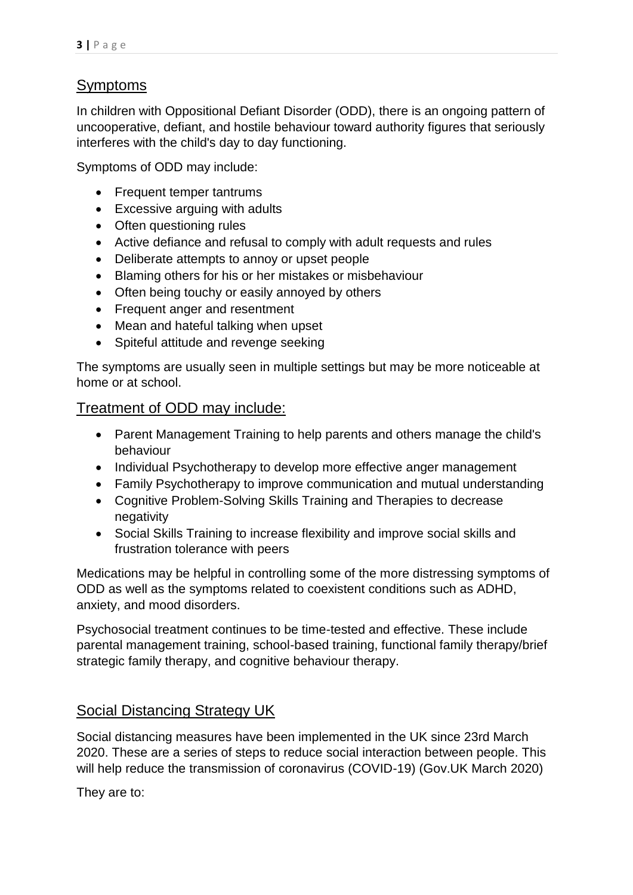## Symptoms

In children with Oppositional Defiant Disorder (ODD), there is an ongoing pattern of uncooperative, defiant, and hostile behaviour toward authority figures that seriously interferes with the child's day to day functioning.

Symptoms of ODD may include:

- Frequent temper tantrums
- Excessive arguing with adults
- Often questioning rules
- Active defiance and refusal to comply with adult requests and rules
- Deliberate attempts to annoy or upset people
- Blaming others for his or her mistakes or misbehaviour
- Often being touchy or easily annoyed by others
- Frequent anger and resentment
- Mean and hateful talking when upset
- Spiteful attitude and revenge seeking

The symptoms are usually seen in multiple settings but may be more noticeable at home or at school.

## Treatment of ODD may include:

- Parent Management Training to help parents and others manage the child's behaviour
- Individual Psychotherapy to develop more effective anger management
- Family Psychotherapy to improve communication and mutual understanding
- Cognitive Problem-Solving Skills Training and Therapies to decrease negativity
- Social Skills Training to increase flexibility and improve social skills and frustration tolerance with peers

Medications may be helpful in controlling some of the more distressing symptoms of ODD as well as the symptoms related to coexistent conditions such as ADHD, anxiety, and mood disorders.

Psychosocial treatment continues to be time-tested and effective. These include parental management training, school-based training, functional family therapy/brief strategic family therapy, and cognitive behaviour therapy.

## Social Distancing Strategy UK

Social distancing measures have been implemented in the UK since 23rd March 2020. These are a series of steps to reduce social interaction between people. This will help reduce the transmission of coronavirus (COVID-19) (Gov.UK March 2020)

They are to: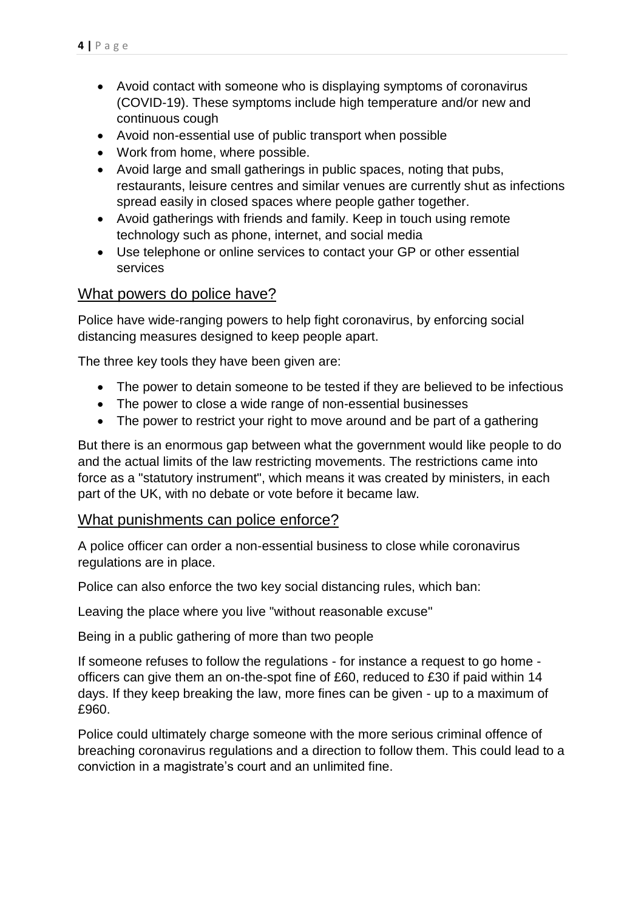- Avoid contact with someone who is displaying symptoms of coronavirus (COVID-19). These symptoms include high temperature and/or new and continuous cough
- Avoid non-essential use of public transport when possible
- Work from home, where possible.
- Avoid large and small gatherings in public spaces, noting that pubs, restaurants, leisure centres and similar venues are currently shut as infections spread easily in closed spaces where people gather together.
- Avoid gatherings with friends and family. Keep in touch using remote technology such as phone, internet, and social media
- Use telephone or online services to contact your GP or other essential services

## What powers do police have?

Police have wide-ranging powers to help fight coronavirus, by enforcing social distancing measures designed to keep people apart.

The three key tools they have been given are:

- The power to detain someone to be tested if they are believed to be infectious
- The power to close a wide range of non-essential businesses
- The power to restrict your right to move around and be part of a gathering

But there is an enormous gap between what the government would like people to do and the actual limits of the law restricting movements. The restrictions came into force as a "statutory instrument", which means it was created by ministers, in each part of the UK, with no debate or vote before it became law.

## What punishments can police enforce?

A police officer can order a non-essential business to close while coronavirus regulations are in place.

Police can also enforce the two key social distancing rules, which ban:

Leaving the place where you live "without reasonable excuse"

Being in a public gathering of more than two people

If someone refuses to follow the regulations - for instance a request to go home - officers can give them an on-the-spot fine of £60, reduced to £30 if paid within 14 days. If they keep breaking the law, more fines can be given - up to a maximum of £960.

Police could ultimately charge someone with the more serious criminal offence of breaching coronavirus regulations and a direction to follow them. This could lead to a conviction in a magistrate's court and an unlimited fine.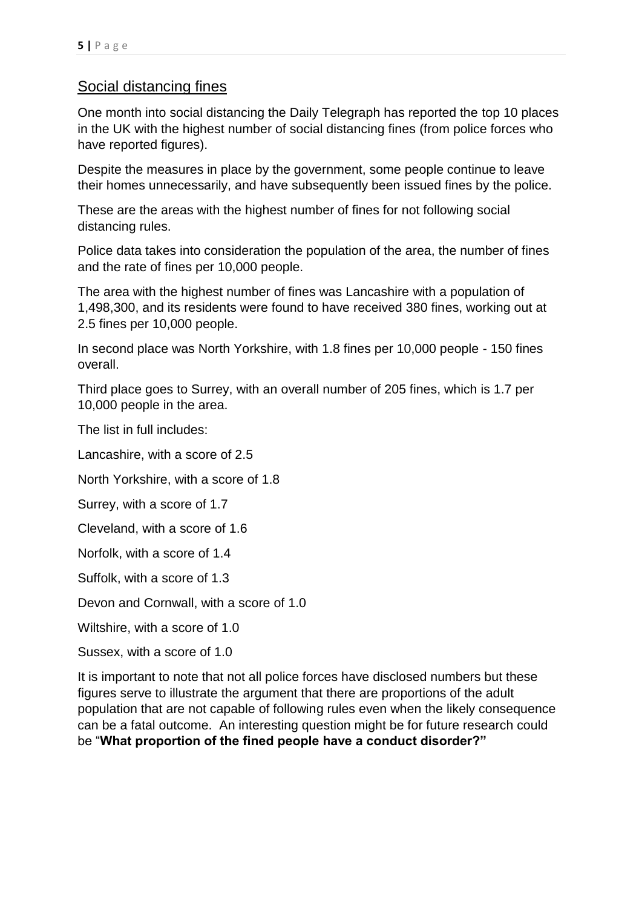## Social distancing fines

One month into social distancing the Daily Telegraph has reported the top 10 places in the UK with the highest number of social distancing fines (from police forces who have reported figures).

Despite the measures in place by the government, some people continue to leave their homes unnecessarily, and have subsequently been issued fines by the police.

These are the areas with the highest number of fines for not following social distancing rules.

Police data takes into consideration the population of the area, the number of fines and the rate of fines per 10,000 people.

The area with the highest number of fines was Lancashire with a population of 1,498,300, and its residents were found to have received 380 fines, working out at 2.5 fines per 10,000 people.

In second place was North Yorkshire, with 1.8 fines per 10,000 people - 150 fines overall.

Third place goes to Surrey, with an overall number of 205 fines, which is 1.7 per 10,000 people in the area.

The list in full includes:

Lancashire, with a score of 2.5

North Yorkshire, with a score of 1.8

Surrey, with a score of 1.7

Cleveland, with a score of 1.6

Norfolk, with a score of 1.4

Suffolk, with a score of 1.3

Devon and Cornwall, with a score of 1.0

Wiltshire, with a score of 1.0

Sussex, with a score of 1.0

It is important to note that not all police forces have disclosed numbers but these figures serve to illustrate the argument that there are proportions of the adult population that are not capable of following rules even when the likely consequence can be a fatal outcome. An interesting question might be for future research could be "**What proportion of the fined people have a conduct disorder?"**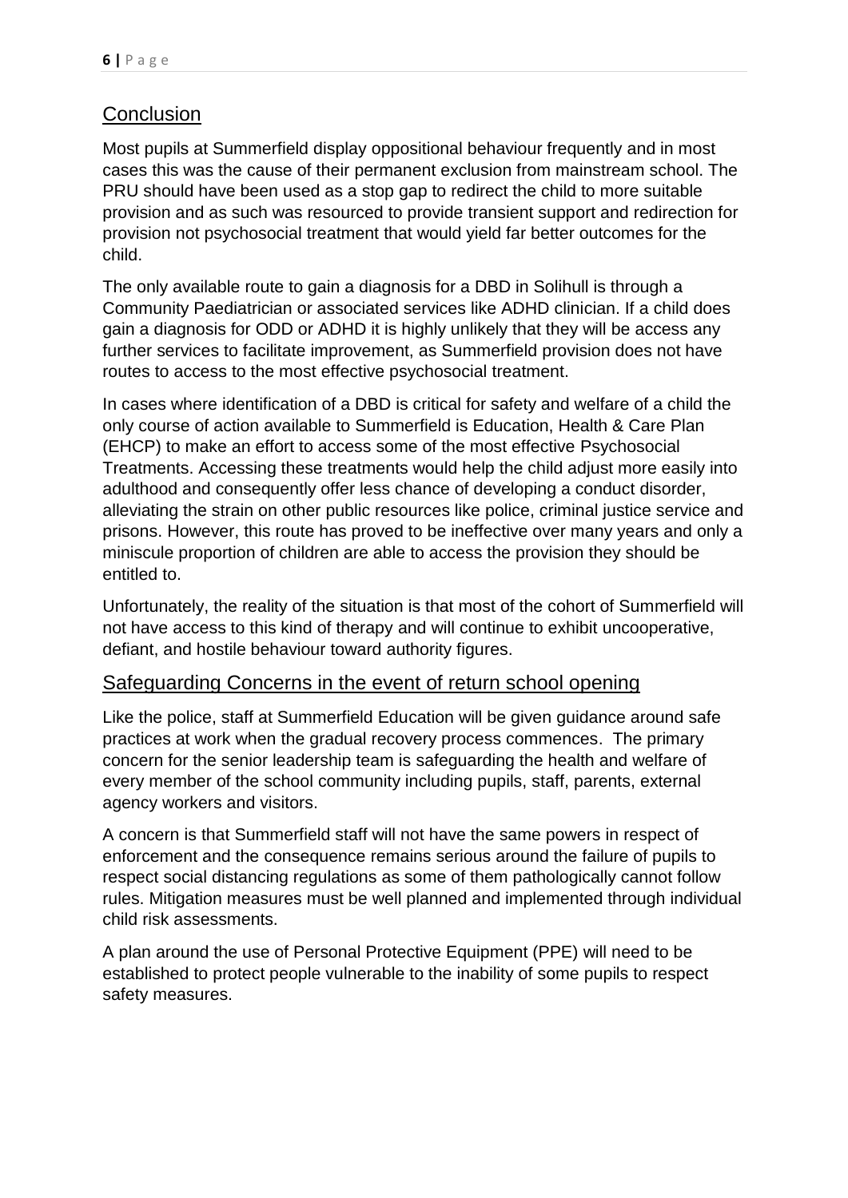## Conclusion

Most pupils at Summerfield display oppositional behaviour frequently and in most cases this was the cause of their permanent exclusion from mainstream school. The PRU should have been used as a stop gap to redirect the child to more suitable provision and as such was resourced to provide transient support and redirection for provision not psychosocial treatment that would yield far better outcomes for the child.

The only available route to gain a diagnosis for a DBD in Solihull is through a Community Paediatrician or associated services like ADHD clinician. If a child does gain a diagnosis for ODD or ADHD it is highly unlikely that they will be access any further services to facilitate improvement, as Summerfield provision does not have routes to access to the most effective psychosocial treatment.

In cases where identification of a DBD is critical for safety and welfare of a child the only course of action available to Summerfield is Education, Health & Care Plan (EHCP) to make an effort to access some of the most effective Psychosocial Treatments. Accessing these treatments would help the child adjust more easily into adulthood and consequently offer less chance of developing a conduct disorder, alleviating the strain on other public resources like police, criminal justice service and prisons. However, this route has proved to be ineffective over many years and only a miniscule proportion of children are able to access the provision they should be entitled to.

Unfortunately, the reality of the situation is that most of the cohort of Summerfield will not have access to this kind of therapy and will continue to exhibit uncooperative, defiant, and hostile behaviour toward authority figures.

## Safeguarding Concerns in the event of return school opening

Like the police, staff at Summerfield Education will be given guidance around safe practices at work when the gradual recovery process commences. The primary concern for the senior leadership team is safeguarding the health and welfare of every member of the school community including pupils, staff, parents, external agency workers and visitors.

A concern is that Summerfield staff will not have the same powers in respect of enforcement and the consequence remains serious around the failure of pupils to respect social distancing regulations as some of them pathologically cannot follow rules. Mitigation measures must be well planned and implemented through individual child risk assessments.

A plan around the use of Personal Protective Equipment (PPE) will need to be established to protect people vulnerable to the inability of some pupils to respect safety measures.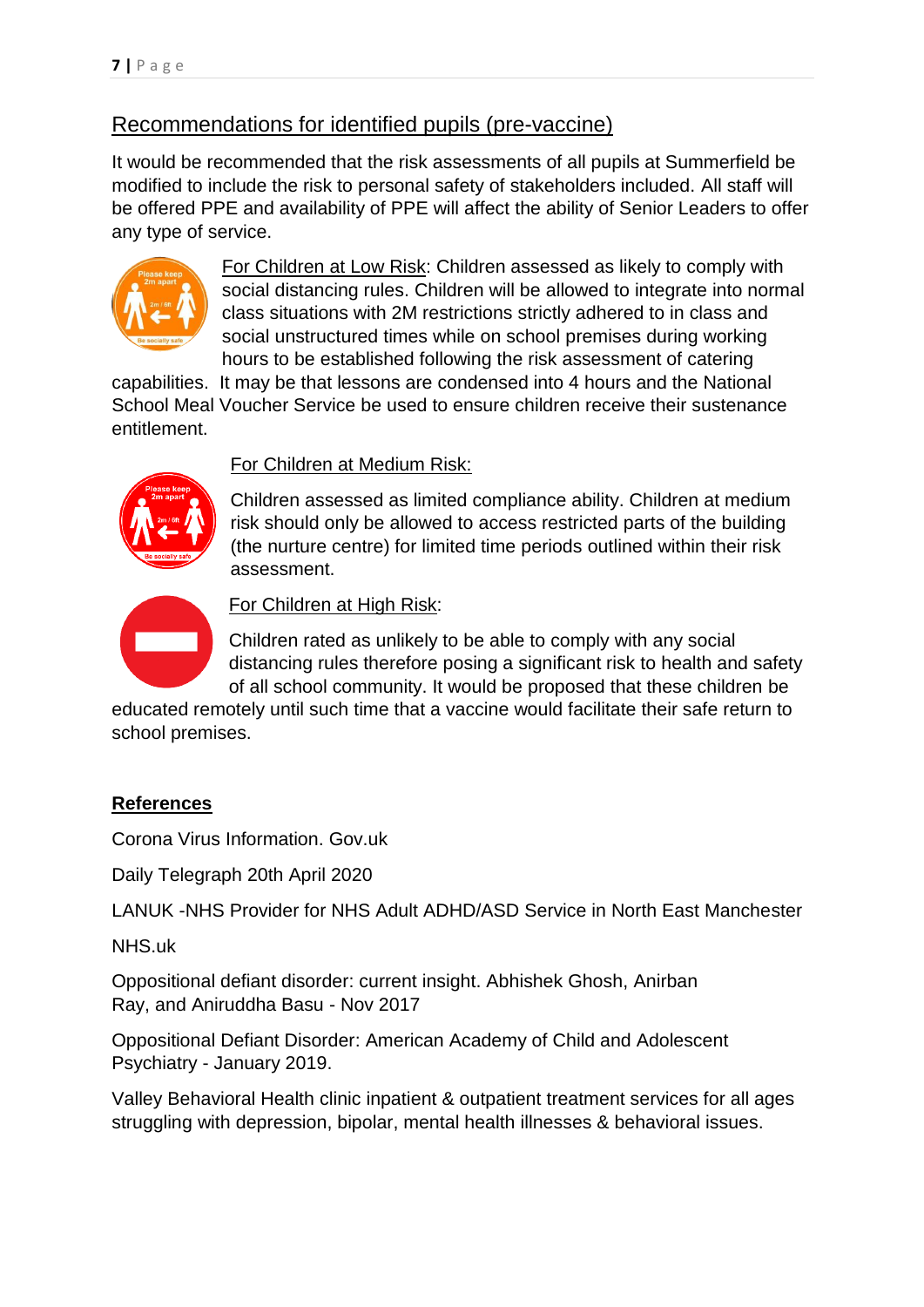## Recommendations for identified pupils (pre-vaccine)

It would be recommended that the risk assessments of all pupils at Summerfield be modified to include the risk to personal safety of stakeholders included. All staff will be offered PPE and availability of PPE will affect the ability of Senior Leaders to offer any type of service.

For Children at Low Risk: Children assessed as likely to comply with social distancing rules. Children will be allowed to integrate into normal class situations with 2M restrictions strictly adhered to in class and social unstructured times while on school premises during working hours to be established following the risk assessment of catering capabilities. It may be that lessons are condensed into 4 hours and the National School Meal Voucher Service be used to ensure children receive their sustenance entitlement.

For Children at Medium Risk:

Children assessed as limited compliance ability. Children at medium risk should only be allowed to access restricted parts of the building (the nurture centre) for limited time periods outlined within their risk assessment.

For Children at High Risk:

Children rated as unlikely to be able to comply with any social distancing rules therefore posing a significant risk to health and safety of all school community. It would be proposed that these children be educated remotely until such time that a vaccine would facilitate their safe return to school premises.

## References

Corona Virus Information. Gov.uk

Daily Telegraph 20th April 2020

LANUK -NHS Provider for NHS Adult ADHD/ASD Service in North East Manchester

NHS.uk

Oppositional defiant disorder: current insight. Abhishek Ghosh, Anirban Ray, and Aniruddha Basu - Nov 2017

Oppositional Defiant Disorder: American Academy of Child and Adolescent Psychiatry - January 2019.

Valley Behavioral Health clinic inpatient & outpatient treatment services for all ages struggling with depression, bipolar, mental health illnesses & behavioral issues.